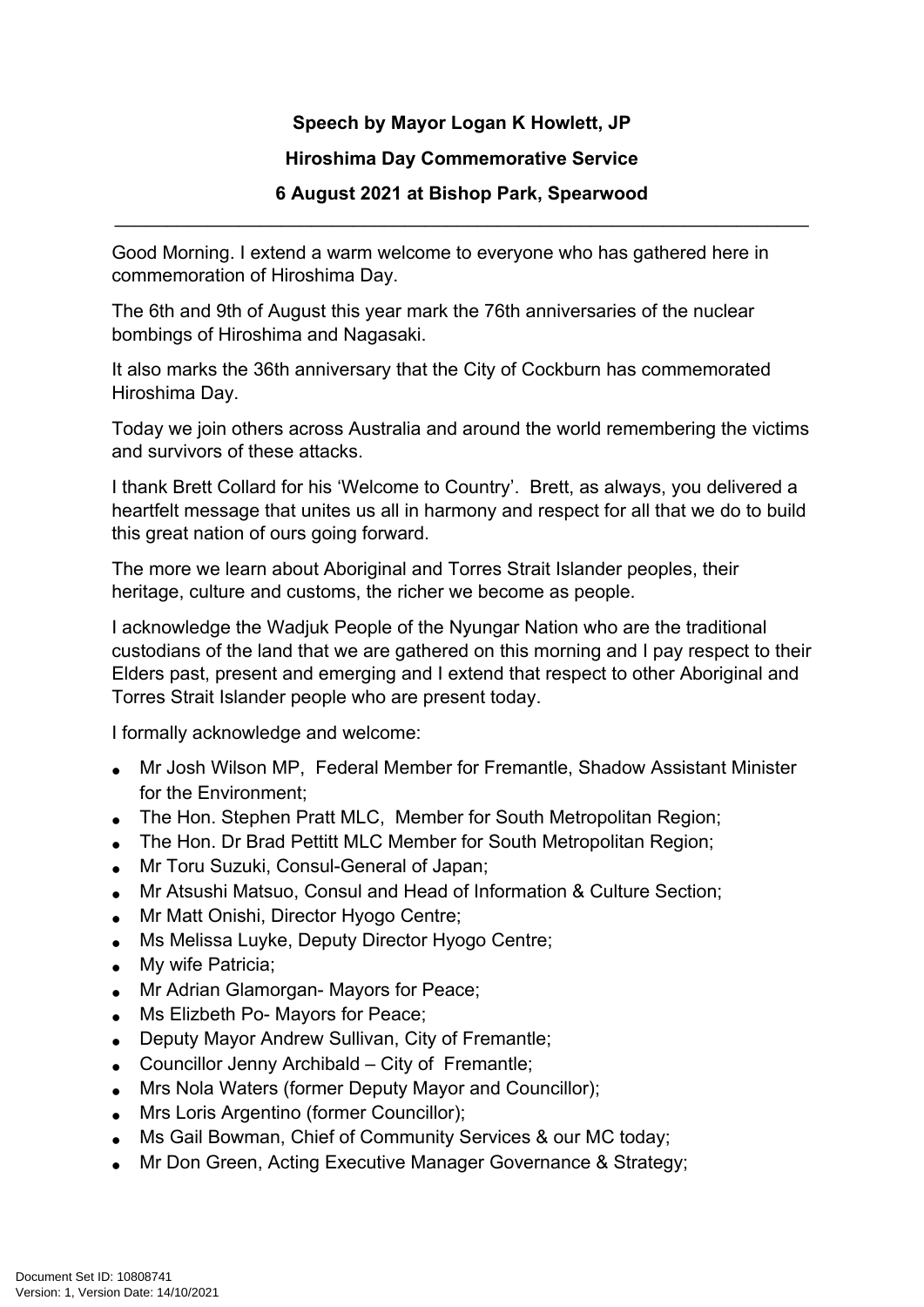**Speech by Mayor Logan K Howlett, JP**

**Hiroshima Day Commemorative Service**

**6 August 2021 at Bishop Park, Spearwood**

---

Good Morning. I extend a warm welcome to everyone who has gathered here in commemoration of Hiroshima Day.

The 6th and 9th of August this year mark the 76th anniversaries of the nuclear bombings of Hiroshima and Nagasaki.

It also marks the 36th anniversary that the City of Cockburn has commemorated Hiroshima Day.

Today we join others across Australia and around the world remembering the victims and survivors of these attacks.

I thank Brett Collard for his 'Welcome to Country'. Brett, as always, you delivered a heartfelt message that unites us all in harmony and respect for all that we do to build this great nation of ours going forward.

The more we learn about Aboriginal and Torres Strait Islander peoples, their heritage, culture and customs, the richer we become as people.

I acknowledge the Wadjuk People of the Nyungar Nation who are the traditional custodians of the land that we are gathered on this morning and I pay respect to their Elders past, present and emerging and I extend that respect to other Aboriginal and Torres Strait Islander people who are present today.

I formally acknowledge and welcome:

- Mr Josh Wilson MP, Federal Member for Fremantle, Shadow Assistant Minister for the Environment;
- The Hon. Stephen Pratt MLC, Member for South Metropolitan Region;
- The Hon. Dr Brad Pettitt MLC Member for South Metropolitan Region;
- Mr Toru Suzuki, Consul-General of Japan;
- Mr Atsushi Matsuo, Consul and Head of Information & Culture Section;
- Mr Matt Onishi, Director Hyogo Centre;
- Ms Melissa Luyke, Deputy Director Hyogo Centre;
- My wife Patricia;
- Mr Adrian Glamorgan- Mayors for Peace;
- Ms Elizbeth Po- Mayors for Peace;
- Deputy Mayor Andrew Sullivan, City of Fremantle;
- Councillor Jenny Archibald – City of Fremantle;
- Mrs Nola Waters (former Deputy Mayor and Councillor);
- Mrs Loris Argentino (former Councillor);
- Ms Gail Bowman, Chief of Community Services & our MC today;
- Mr Don Green, Acting Executive Manager Governance & Strategy;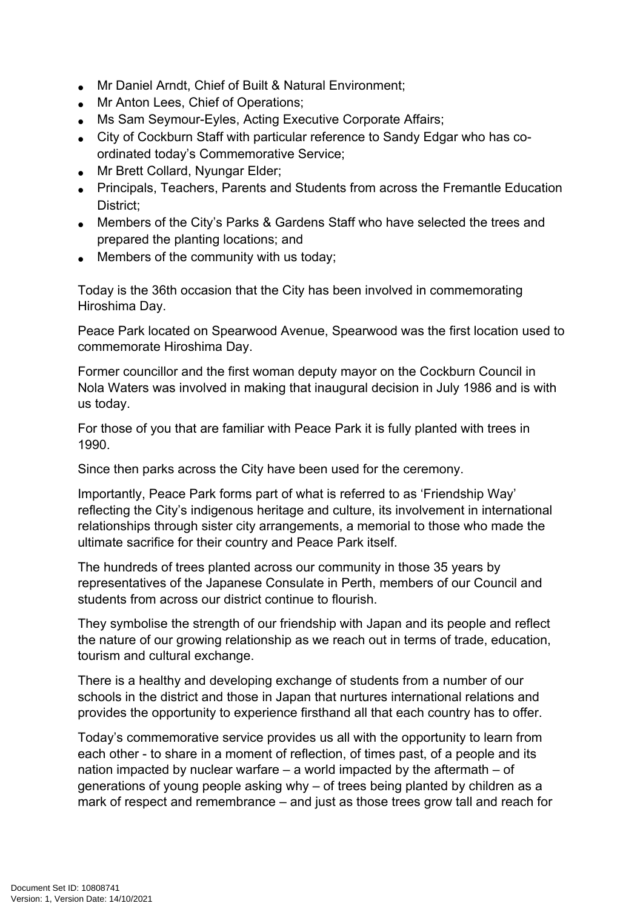- Mr Daniel Arndt, Chief of Built & Natural Environment;
- Mr Anton Lees, Chief of Operations;
- Ms Sam Seymour-Eyles, Acting Executive Corporate Affairs;
- City of Cockburn Staff with particular reference to Sandy Edgar who has co-ordinated today's Commemorative Service;
- Mr Brett Collard, Nyungar Elder;
- Principals, Teachers, Parents and Students from across the Fremantle Education District;
- Members of the City's Parks & Gardens Staff who have selected the trees and prepared the planting locations; and
- Members of the community with us today;

Today is the 36th occasion that the City has been involved in commemorating Hiroshima Day.

Peace Park located on Spearwood Avenue, Spearwood was the first location used to commemorate Hiroshima Day.

Former councillor and the first woman deputy mayor on the Cockburn Council in Nola Waters was involved in making that inaugural decision in July 1986 and is with us today.

For those of you that are familiar with Peace Park it is fully planted with trees in 1990.

Since then parks across the City have been used for the ceremony.

Importantly, Peace Park forms part of what is referred to as 'Friendship Way' reflecting the City's indigenous heritage and culture, its involvement in international relationships through sister city arrangements, a memorial to those who made the ultimate sacrifice for their country and Peace Park itself.

The hundreds of trees planted across our community in those 35 years by representatives of the Japanese Consulate in Perth, members of our Council and students from across our district continue to flourish.

They symbolise the strength of our friendship with Japan and its people and reflect the nature of our growing relationship as we reach out in terms of trade, education, tourism and cultural exchange.

There is a healthy and developing exchange of students from a number of our schools in the district and those in Japan that nurtures international relations and provides the opportunity to experience firsthand all that each country has to offer.

Today's commemorative service provides us all with the opportunity to learn from each other - to share in a moment of reflection, of times past, of a people and its nation impacted by nuclear warfare – a world impacted by the aftermath – of generations of young people asking why – of trees being planted by children as a mark of respect and remembrance – and just as those trees grow tall and reach for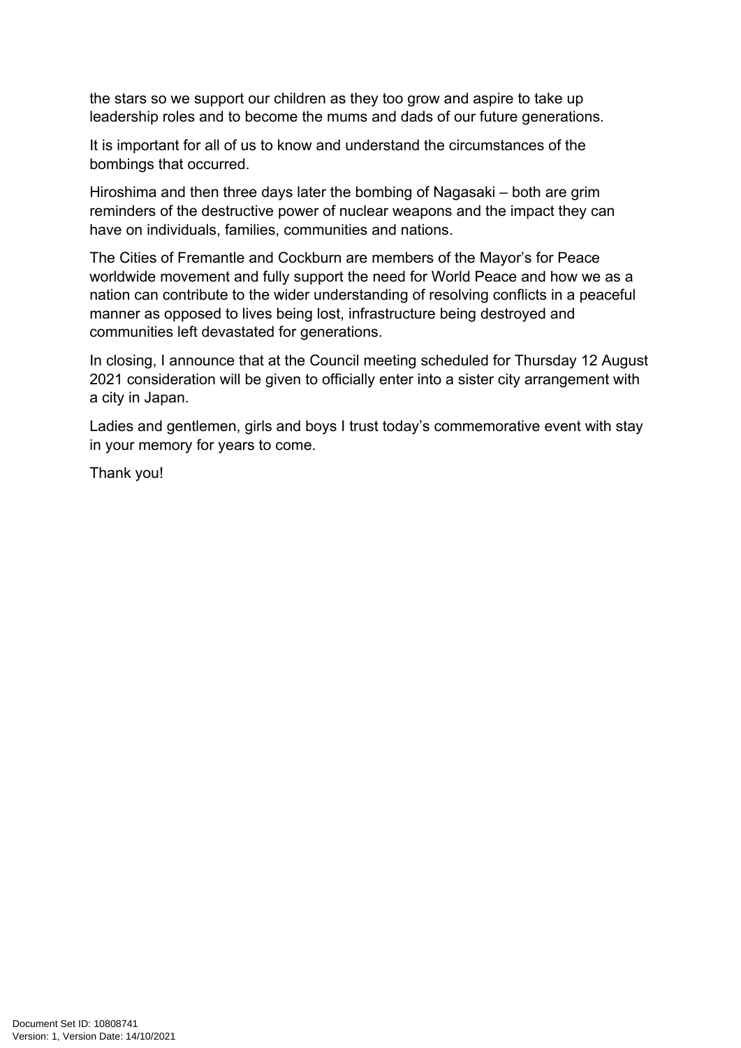the stars so we support our children as they too grow and aspire to take up leadership roles and to become the mums and dads of our future generations.

It is important for all of us to know and understand the circumstances of the bombings that occurred.

Hiroshima and then three days later the bombing of Nagasaki – both are grim reminders of the destructive power of nuclear weapons and the impact they can have on individuals, families, communities and nations.

The Cities of Fremantle and Cockburn are members of the Mayor's for Peace worldwide movement and fully support the need for World Peace and how we as a nation can contribute to the wider understanding of resolving conflicts in a peaceful manner as opposed to lives being lost, infrastructure being destroyed and communities left devastated for generations.

In closing, I announce that at the Council meeting scheduled for Thursday 12 August 2021 consideration will be given to officially enter into a sister city arrangement with a city in Japan.

Ladies and gentlemen, girls and boys I trust today's commemorative event with stay in your memory for years to come.

Thank you!